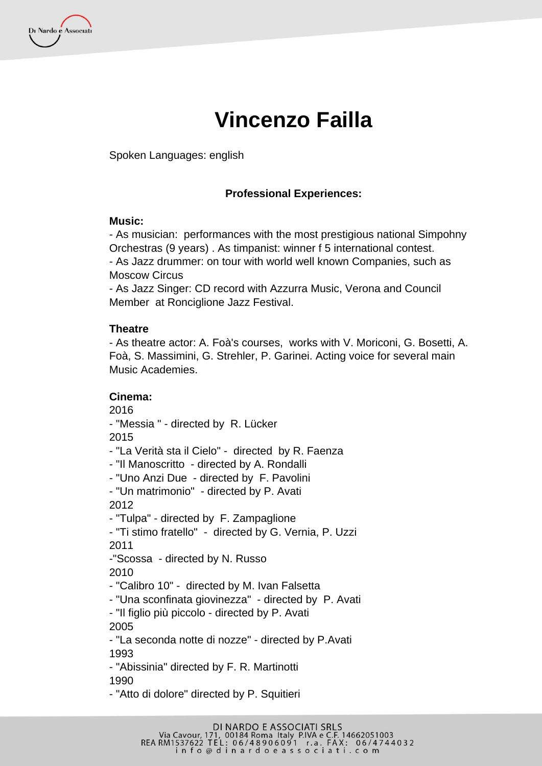# Vincenzo Failla

Spoken Languages: english

### Professional Experiences:

**Music:**

- As musician:  performances with the most prestigious national Simpohny Orchestras (9 years) . As timpanist: winner f 5 international contest.
- As Jazz drummer: on tour with world well known Companies, such as Moscow Circus
- As Jazz Singer: CD record with Azzurra Music, Verona and Council Member  at Ronciglione Jazz Festival.

**Theatre**

- As theatre actor: A. Foà's courses,  works with V. Moriconi, G. Bosetti, A. Foà, S. Massimini, G. Strehler, P. Garinei. Acting voice for several main Music Academies.

**Cinema:**

2016

- "Messia " - directed by  R. Lücker

2015

- "La Verità sta il Cielo" -  directed  by R. Faenza
- "Il Manoscritto  - directed by A. Rondalli
- "Uno Anzi Due  - directed by  F. Pavolini
- "Un matrimonio"  - directed by P. Avati

2012

- "Tulpa" - directed by  F. Zampaglione
- "Ti stimo fratello"  -  directed by G. Vernia, P. Uzzi

2011

-"Scossa  - directed by N. Russo

2010

- "Calibro 10" -  directed by M. Ivan Falsetta
- "Una sconfinata giovinezza"  - directed by  P. Avati
- "Il figlio più piccolo - directed by P. Avati

2005

- "La seconda notte di nozze" - directed by P.Avati

1993

- "Abissinia" directed by F. R. Martinotti

1990

- "Atto di dolore" directed by P. Squitieri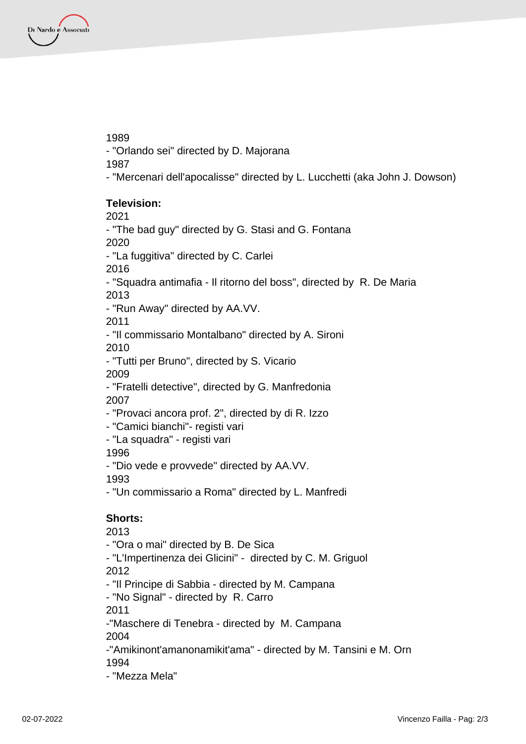1989

- "Orlando sei" directed by D. Majorana

1987

- "Mercenari dell'apocalisse" directed by L. Lucchetti (aka John J. Dowson)

**Television:**

2021

- "The bad guy" directed by G. Stasi and G. Fontana

2020

- "La fuggitiva" directed by C. Carlei

2016

- "Squadra antimafia - Il ritorno del boss", directed by R. De Maria

2013

- "Run Away" directed by AA.VV.

2011

- "Il commissario Montalbano" directed by A. Sironi

2010

- "Tutti per Bruno", directed by S. Vicario

2009

- "Fratelli detective", directed by G. Manfredonia

2007

- "Provaci ancora prof. 2", directed by di R. Izzo
- "Camici bianchi"- registi vari
- "La squadra" - registi vari

1996

- "Dio vede e provvede" directed by AA.VV.

1993

- "Un commissario a Roma" directed by L. Manfredi

**Shorts:**

2013

- "Ora o mai" directed by B. De Sica
- "L'Impertinenza dei Glicini" - directed by C. M. Griguol

2012

- "Il Principe di Sabbia - directed by M. Campana
- "No Signal" - directed by R. Carro

2011

-"Maschere di Tenebra - directed by M. Campana

2004

-"Amikinont'amanonamikit'ama" - directed by M. Tansini e M. Orn

1994

- "Mezza Mela"